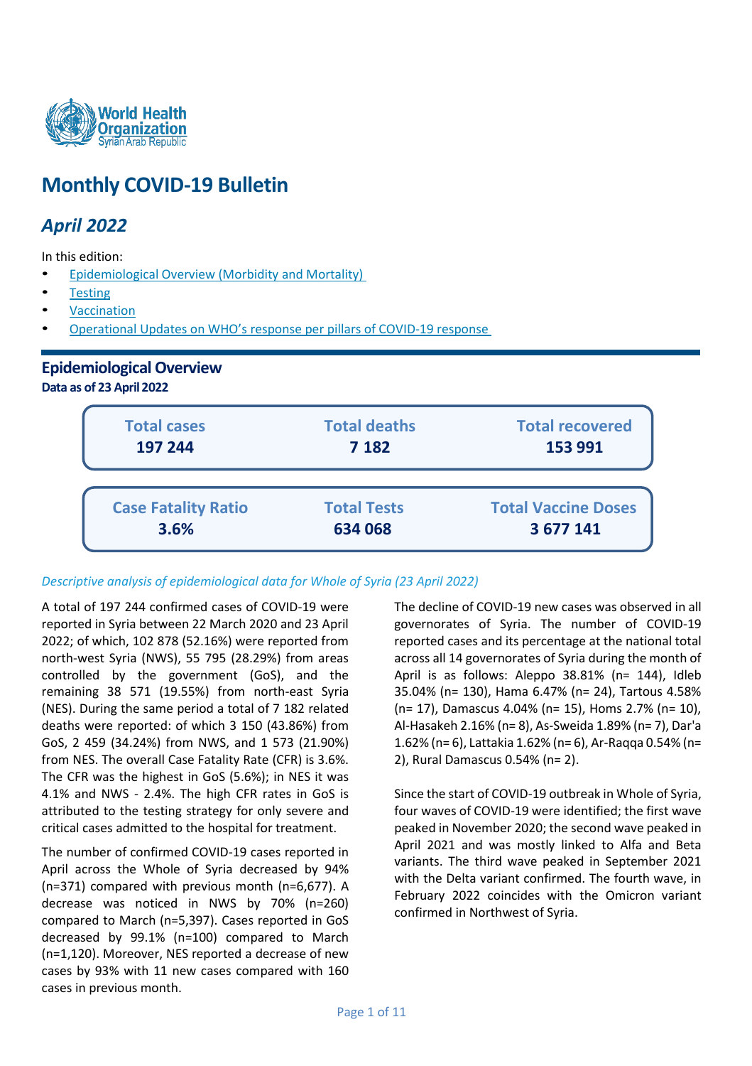World Health Organization
Syrian Arab Republic

# Monthly COVID-19 Bulletin

## *April 2022*

In this edition:

- Epidemiological Overview (Morbidity and Mortality)
- Testing
- Vaccination
- Operational Updates on WHO's response per pillars of COVID-19 response

## Epidemiological Overview

**Data as of 23 April 2022**

| Total cases | Total deaths | Total recovered |
|---|---|---|
| 197 244 | 7 182 | 153 991 |

| Case Fatality Ratio | Total Tests | Total Vaccine Doses |
|---|---|---|
| 3.6% | 634 068 | 3 677 141 |

*Descriptive analysis of epidemiological data for Whole of Syria (23 April 2022)*

A total of 197 244 confirmed cases of COVID-19 were reported in Syria between 22 March 2020 and 23 April 2022; of which, 102 878 (52.16%) were reported from north-west Syria (NWS), 55 795 (28.29%) from areas controlled by the government (GoS), and the remaining 38 571 (19.55%) from north-east Syria (NES). During the same period a total of 7 182 related deaths were reported: of which 3 150 (43.86%) from GoS, 2 459 (34.24%) from NWS, and 1 573 (21.90%) from NES. The overall Case Fatality Rate (CFR) is 3.6%. The CFR was the highest in GoS (5.6%); in NES it was 4.1% and NWS - 2.4%. The high CFR rates in GoS is attributed to the testing strategy for only severe and critical cases admitted to the hospital for treatment.

The number of confirmed COVID-19 cases reported in April across the Whole of Syria decreased by 94% (n=371) compared with previous month (n=6,677). A decrease was noticed in NWS by 70% (n=260) compared to March (n=5,397). Cases reported in GoS decreased by 99.1% (n=100) compared to March (n=1,120). Moreover, NES reported a decrease of new cases by 93% with 11 new cases compared with 160 cases in previous month.

The decline of COVID-19 new cases was observed in all governorates of Syria. The number of COVID-19 reported cases and its percentage at the national total across all 14 governorates of Syria during the month of April is as follows: Aleppo 38.81% (n= 144), Idleb 35.04% (n= 130), Hama 6.47% (n= 24), Tartous 4.58% (n= 17), Damascus 4.04% (n= 15), Homs 2.7% (n= 10), Al-Hasakeh 2.16% (n= 8), As-Sweida 1.89% (n= 7), Dar'a 1.62% (n= 6), Lattakia 1.62% (n= 6), Ar-Raqqa 0.54% (n= 2), Rural Damascus 0.54% (n= 2).

Since the start of COVID-19 outbreak in Whole of Syria, four waves of COVID-19 were identified; the first wave peaked in November 2020; the second wave peaked in April 2021 and was mostly linked to Alfa and Beta variants. The third wave peaked in September 2021 with the Delta variant confirmed. The fourth wave, in February 2022 coincides with the Omicron variant confirmed in Northwest of Syria.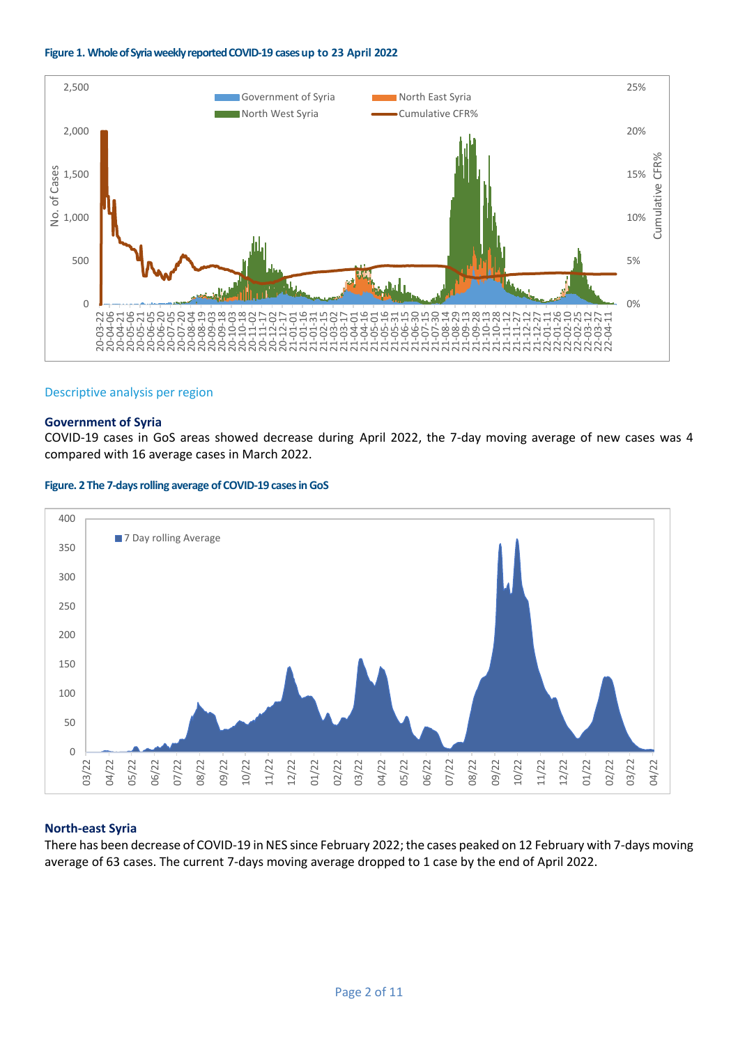**Figure 1. Whole of Syria weekly reported COVID-19 cases up to 23 April 2022**

Government of Syria
North East Syria
North West Syria
Cumulative CFR%

No. of Cases
Cumulative CFR%

2,500
2,000
1,500
1,000
500
0

25%
20%
15%
10%
5%
0%

20-03-22 20-04-06 20-04-21 20-05-06 20-05-21 20-06-05 20-06-20 20-07-05 20-07-20 20-08-04 20-08-19 20-09-03 20-09-18 20-10-03 20-10-18 20-11-02 20-11-17 20-12-02 20-12-17 21-01-01 21-01-16 21-01-31 21-02-15 21-03-02 21-03-17 21-04-01 21-04-16 21-05-01 21-05-16 21-05-31 21-06-15 21-06-30 21-07-15 21-07-30 21-08-14 21-08-29 21-09-13 21-09-28 21-10-13 21-10-28 21-11-12 21-11-27 21-12-12 21-12-27 22-01-11 22-01-26 22-02-10 22-02-25 22-03-12 22-03-27 22-04-11

## Descriptive analysis per region

### Government of Syria

COVID-19 cases in GoS areas showed decrease during April 2022, the 7-day moving average of new cases was 4 compared with 16 average cases in March 2022.

**Figure. 2 The 7-days rolling average of COVID-19 cases in GoS**

7 Day rolling Average

400
350
300
250
200
150
100
50
0

03/22 04/22 05/22 06/22 07/22 08/22 09/22 10/22 11/22 12/22 01/22 02/22 03/22 04/22 05/22 06/22 07/22 08/22 09/22 10/22 11/22 12/22 01/22 02/22 03/22 04/22

### North-east Syria

There has been decrease of COVID-19 in NES since February 2022; the cases peaked on 12 February with 7-days moving average of 63 cases. The current 7-days moving average dropped to 1 case by the end of April 2022.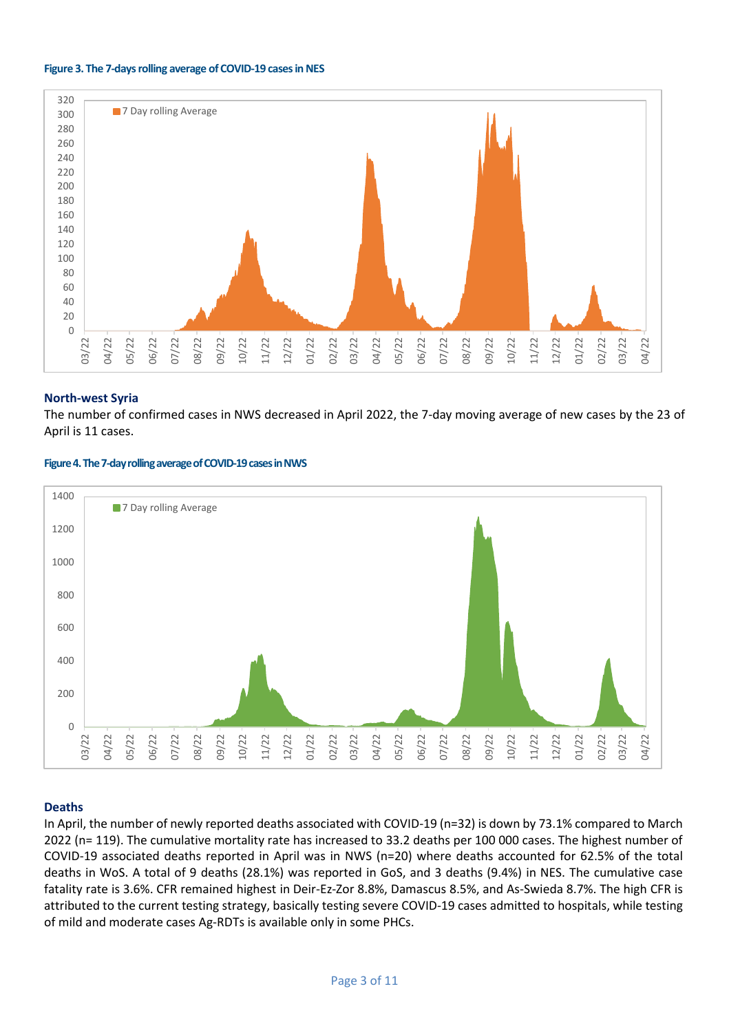**Figure 3. The 7-days rolling average of COVID-19 cases in NES**

7 Day rolling Average

320
300
280
260
240
220
200
180
160
140
120
100
80
60
40
20
0

03/22 04/22 05/22 06/22 07/22 08/22 09/22 10/22 11/22 12/22 01/22 02/22 03/22 04/22 05/22 06/22 07/22 08/22 09/22 10/22 11/22 12/22 01/22 02/22 03/22 04/22

### North-west Syria

The number of confirmed cases in NWS decreased in April 2022, the 7-day moving average of new cases by the 23 of April is 11 cases.

**Figure 4. The 7-day rolling average of COVID-19 cases in NWS**

7 Day rolling Average

1400
1200
1000
800
600
400
200
0

03/22 04/22 05/22 06/22 07/22 08/22 09/22 10/22 11/22 12/22 01/22 02/22 03/22 04/22 05/22 06/22 07/22 08/22 09/22 10/22 11/22 12/22 01/22 02/22 03/22 04/22

### Deaths

In April, the number of newly reported deaths associated with COVID-19 (n=32) is down by 73.1% compared to March 2022 (n= 119). The cumulative mortality rate has increased to 33.2 deaths per 100 000 cases. The highest number of COVID-19 associated deaths reported in April was in NWS (n=20) where deaths accounted for 62.5% of the total deaths in WoS. A total of 9 deaths (28.1%) was reported in GoS, and 3 deaths (9.4%) in NES. The cumulative case fatality rate is 3.6%. CFR remained highest in Deir-Ez-Zor 8.8%, Damascus 8.5%, and As-Swieda 8.7%. The high CFR is attributed to the current testing strategy, basically testing severe COVID-19 cases admitted to hospitals, while testing of mild and moderate cases Ag-RDTs is available only in some PHCs.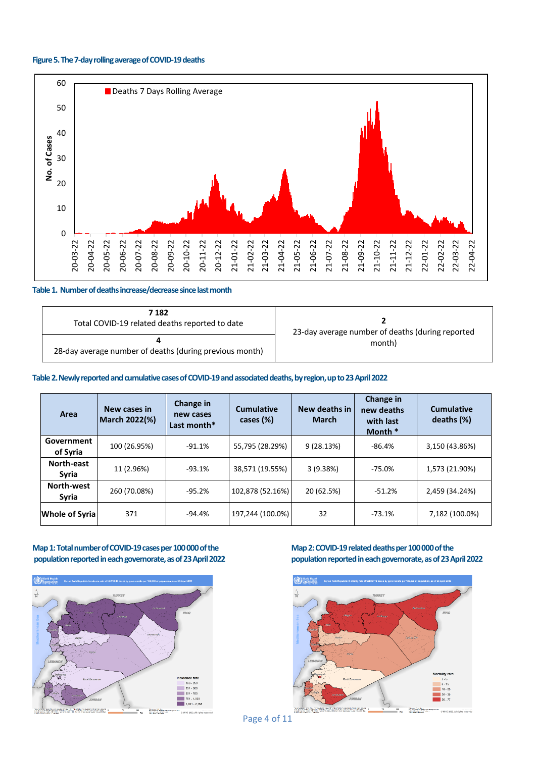**Figure 5. The 7-day rolling average of COVID-19 deaths**

Deaths 7 Days Rolling Average

No. of Cases

0
10
20
30
40
50
60

20-03-22
20-04-22
20-05-22
20-06-22
20-07-22
20-08-22
20-09-22
20-10-22
20-11-22
20-12-22
21-01-22
21-02-22
21-03-22
21-04-22
21-05-22
21-06-22
21-07-22
21-08-22
21-09-22
21-10-22
21-11-22
21-12-22
22-01-22
22-02-22
22-03-22
22-04-22

**Table 1. Number of deaths increase/decrease since last month**

| | |
|---|---|
| **7 182**<br>Total COVID-19 related deaths reported to date | **2**<br>23-day average number of deaths (during reported month) |
| **4**<br>28-day average number of deaths (during previous month) | |

**Table 2. Newly reported and cumulative cases of COVID-19 and associated deaths, by region, up to 23 April 2022**

| Area | New cases in March 2022(%) | Change in new cases Last month* | Cumulative cases (%) | New deaths in March | Change in new deaths with last Month * | Cumulative deaths (%) |
|---|---|---|---|---|---|---|
| **Government of Syria** | 100 (26.95%) | -91.1% | 55,795 (28.29%) | 9 (28.13%) | -86.4% | 3,150 (43.86%) |
| **North-east Syria** | 11 (2.96%) | -93.1% | 38,571 (19.55%) | 3 (9.38%) | -75.0% | 1,573 (21.90%) |
| **North-west Syria** | 260 (70.08%) | -95.2% | 102,878 (52.16%) | 20 (62.5%) | -51.2% | 2,459 (34.24%) |
| **Whole of Syria** | 371 | -94.4% | 197,244 (100.0%) | 32 | -73.1% | 7,182 (100.0%) |

**Map 1: Total number of COVID-19 cases per 100 000 of the population reported in each governorate, as of 23 April 2022**

Incidence rate
166 - 250
251 - 500
501 - 750
751 - 1,000
1,001 - 2,168

**Map 2: COVID-19 related deaths per 100 000 of the population reported in each governorate, as of 23 April 2022**

Mortality rate
2 - 5
6 - 15
16 - 25
26 - 35
36 - 77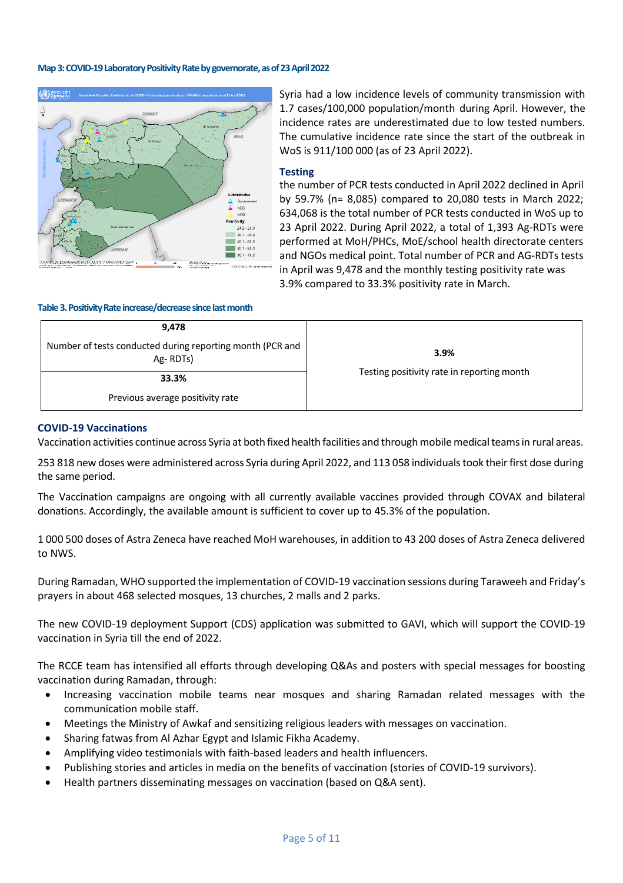**Map 3: COVID-19 Laboratory Positivity Rate by governorate, as of 23 April 2022**

Syria had a low incidence levels of community transmission with 1.7 cases/100,000 population/month during April. However, the incidence rates are underestimated due to low tested numbers. The cumulative incidence rate since the start of the outbreak in WoS is 911/100 000 (as of 23 April 2022).

### Testing

the number of PCR tests conducted in April 2022 declined in April by 59.7% (n= 8,085) compared to 20,080 tests in March 2022; 634,068 is the total number of PCR tests conducted in WoS up to 23 April 2022. During April 2022, a total of 1,393 Ag-RDTs were performed at MoH/PHCs, MoE/school health directorate centers and NGOs medical point. Total number of PCR and AG-RDTs tests in April was 9,478 and the monthly testing positivity rate was 3.9% compared to 33.3% positivity rate in March.

**Table 3. Positivity Rate increase/decrease since last month**

| | |
|---|---|
| **9,478**<br>Number of tests conducted during reporting month (PCR and Ag- RDTs) | **3.9%**<br>Testing positivity rate in reporting month |
| **33.3%**<br>Previous average positivity rate | |

### COVID-19 Vaccinations

Vaccination activities continue across Syria at both fixed health facilities and through mobile medical teams in rural areas.

253 818 new doses were administered across Syria during April 2022, and 113 058 individuals took their first dose during the same period.

The Vaccination campaigns are ongoing with all currently available vaccines provided through COVAX and bilateral donations. Accordingly, the available amount is sufficient to cover up to 45.3% of the population.

1 000 500 doses of Astra Zeneca have reached MoH warehouses, in addition to 43 200 doses of Astra Zeneca delivered to NWS.

During Ramadan, WHO supported the implementation of COVID-19 vaccination sessions during Taraweeh and Friday's prayers in about 468 selected mosques, 13 churches, 2 malls and 2 parks.

The new COVID-19 deployment Support (CDS) application was submitted to GAVI, which will support the COVID-19 vaccination in Syria till the end of 2022.

The RCCE team has intensified all efforts through developing Q&As and posters with special messages for boosting vaccination during Ramadan, through:

- Increasing vaccination mobile teams near mosques and sharing Ramadan related messages with the communication mobile staff.
- Meetings the Ministry of Awkaf and sensitizing religious leaders with messages on vaccination.
- Sharing fatwas from Al Azhar Egypt and Islamic Fikha Academy.
- Amplifying video testimonials with faith-based leaders and health influencers.
- Publishing stories and articles in media on the benefits of vaccination (stories of COVID-19 survivors).
- Health partners disseminating messages on vaccination (based on Q&A sent).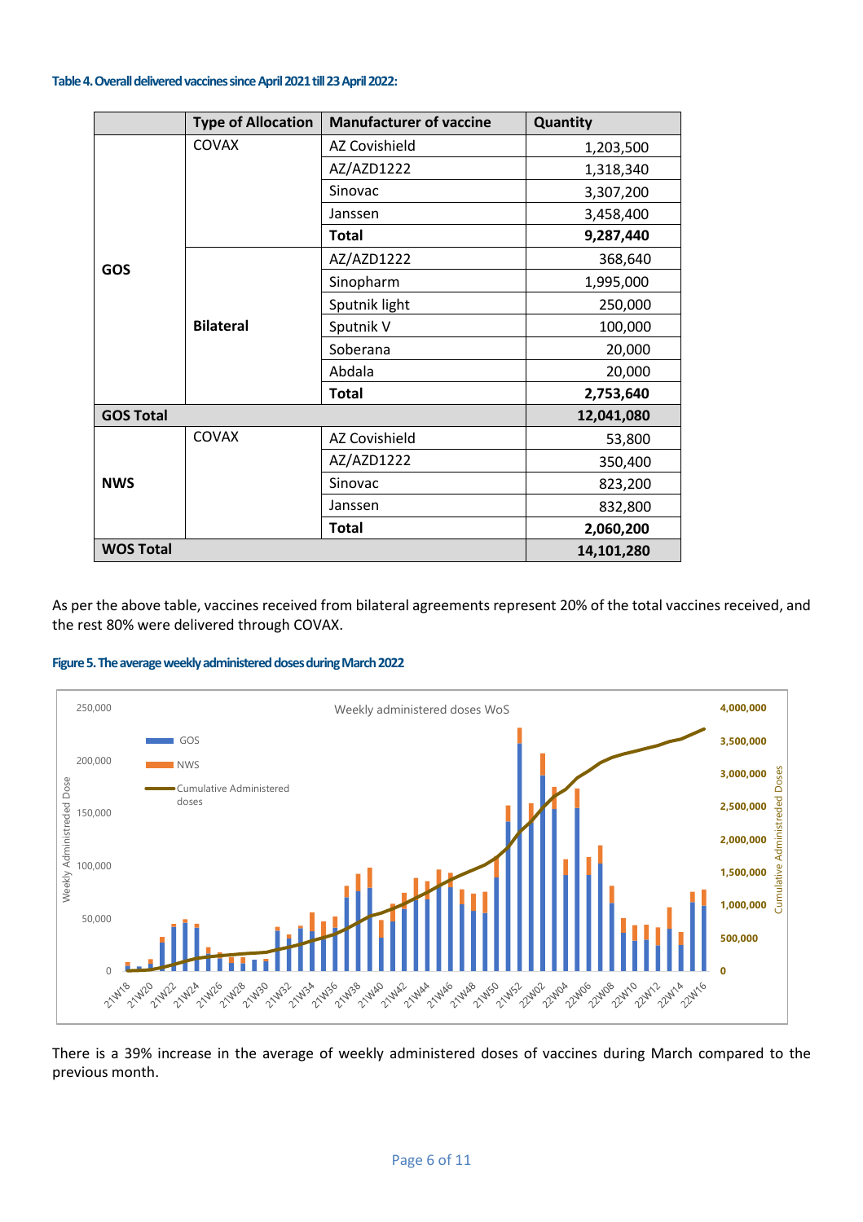**Table 4. Overall delivered vaccines since April 2021 till 23 April 2022:**

| | Type of Allocation | Manufacturer of vaccine | Quantity |
|---|---|---|---|
| GOS | COVAX | AZ Covishield | 1,203,500 |
| | | AZ/AZD1222 | 1,318,340 |
| | | Sinovac | 3,307,200 |
| | | Janssen | 3,458,400 |
| | | **Total** | **9,287,440** |
| | Bilateral | AZ/AZD1222 | 368,640 |
| | | Sinopharm | 1,995,000 |
| | | Sputnik light | 250,000 |
| | | Sputnik V | 100,000 |
| | | Soberana | 20,000 |
| | | Abdala | 20,000 |
| | | **Total** | **2,753,640** |
| **GOS Total** | | | **12,041,080** |
| NWS | COVAX | AZ Covishield | 53,800 |
| | | AZ/AZD1222 | 350,400 |
| | | Sinovac | 823,200 |
| | | Janssen | 832,800 |
| | | **Total** | **2,060,200** |
| **WOS Total** | | | **14,101,280** |

As per the above table, vaccines received from bilateral agreements represent 20% of the total vaccines received, and the rest 80% were delivered through COVAX.

**Figure 5. The average weekly administered doses during March 2022**

Weekly administered doses WoS

GOS
NWS
Cumulative Administered doses

Weekly Administreded Dose
250,000
200,000
150,000
100,000
50,000
0

Cumulative Administreded Doses
4,000,000
3,500,000
3,000,000
2,500,000
2,000,000
1,500,000
1,000,000
500,000
0

21W18 21W20 21W22 21W24 21W26 21W28 21W30 21W32 21W34 21W36 21W38 21W40 21W42 21W44 21W46 21W48 21W50 21W52 22W02 22W04 22W06 22W08 22W10 22W12 22W14 22W16

There is a 39% increase in the average of weekly administered doses of vaccines during March compared to the previous month.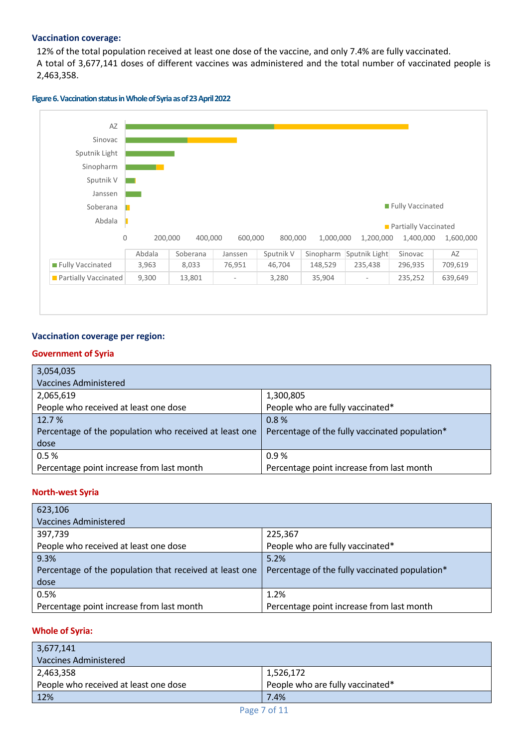### Vaccination coverage:

12% of the total population received at least one dose of the vaccine, and only 7.4% are fully vaccinated.
A total of 3,677,141 doses of different vaccines was administered and the total number of vaccinated people is 2,463,358.

**Figure 6. Vaccination status in Whole of Syria as of 23 April 2022**

AZ
Sinovac
Sputnik Light
Sinopharm
Sputnik V
Janssen
Soberana
Abdala

0 200,000 400,000 600,000 800,000 1,000,000 1,200,000 1,400,000 1,600,000

Fully Vaccinated
Partially Vaccinated

| | Abdala | Soberana | Janssen | Sputnik V | Sinopharm | Sputnik Light | Sinovac | AZ |
|---|---|---|---|---|---|---|---|---|
| Fully Vaccinated | 3,963 | 8,033 | 76,951 | 46,704 | 148,529 | 235,438 | 296,935 | 709,619 |
| Partially Vaccinated | 9,300 | 13,801 | - | 3,280 | 35,904 | - | 235,252 | 639,649 |

### Vaccination coverage per region:

#### Government of Syria

| | |
|---|---|
| 3,054,035<br>Vaccines Administered | |
| 2,065,619<br>People who received at least one dose | 1,300,805<br>People who are fully vaccinated* |
| 12.7 %<br>Percentage of the population who received at least one dose | 0.8 %<br>Percentage of the fully vaccinated population* |
| 0.5 %<br>Percentage point increase from last month | 0.9 %<br>Percentage point increase from last month |

#### North-west Syria

| | |
|---|---|
| 623,106<br>Vaccines Administered | |
| 397,739<br>People who received at least one dose | 225,367<br>People who are fully vaccinated* |
| 9.3%<br>Percentage of the population that received at least one dose | 5.2%<br>Percentage of the fully vaccinated population* |
| 0.5%<br>Percentage point increase from last month | 1.2%<br>Percentage point increase from last month |

#### Whole of Syria:

| | |
|---|---|
| 3,677,141<br>Vaccines Administered | |
| 2,463,358<br>People who received at least one dose | 1,526,172<br>People who are fully vaccinated* |
| 12% | 7.4% |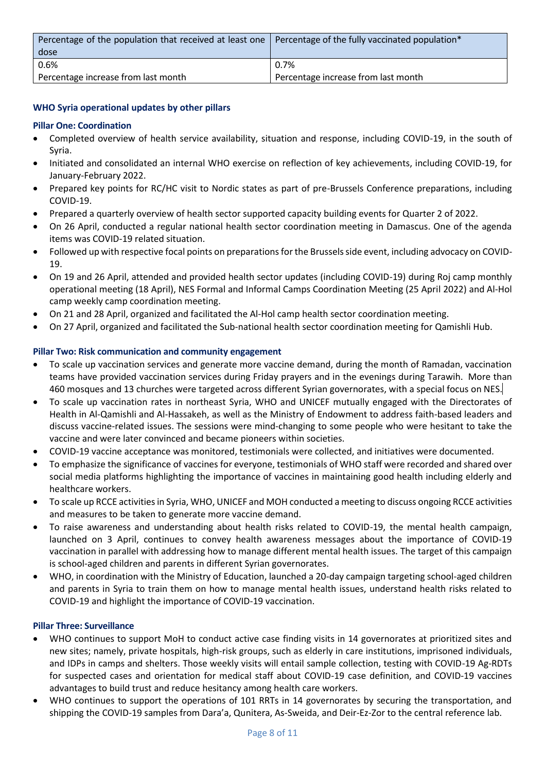| Percentage of the population that received at least one dose | Percentage of the fully vaccinated population* |
| --- | --- |
| 0.6% | 0.7% |
| Percentage increase from last month | Percentage increase from last month |

### WHO Syria operational updates by other pillars

#### Pillar One: Coordination

- Completed overview of health service availability, situation and response, including COVID-19, in the south of Syria.
- Initiated and consolidated an internal WHO exercise on reflection of key achievements, including COVID-19, for January-February 2022.
- Prepared key points for RC/HC visit to Nordic states as part of pre-Brussels Conference preparations, including COVID-19.
- Prepared a quarterly overview of health sector supported capacity building events for Quarter 2 of 2022.
- On 26 April, conducted a regular national health sector coordination meeting in Damascus. One of the agenda items was COVID-19 related situation.
- Followed up with respective focal points on preparations for the Brussels side event, including advocacy on COVID-19.
- On 19 and 26 April, attended and provided health sector updates (including COVID-19) during Roj camp monthly operational meeting (18 April), NES Formal and Informal Camps Coordination Meeting (25 April 2022) and Al-Hol camp weekly camp coordination meeting.
- On 21 and 28 April, organized and facilitated the Al-Hol camp health sector coordination meeting.
- On 27 April, organized and facilitated the Sub-national health sector coordination meeting for Qamishli Hub.

#### Pillar Two: Risk communication and community engagement

- To scale up vaccination services and generate more vaccine demand, during the month of Ramadan, vaccination teams have provided vaccination services during Friday prayers and in the evenings during Tarawih. More than 460 mosques and 13 churches were targeted across different Syrian governorates, with a special focus on NES.
- To scale up vaccination rates in northeast Syria, WHO and UNICEF mutually engaged with the Directorates of Health in Al-Qamishli and Al-Hassakeh, as well as the Ministry of Endowment to address faith-based leaders and discuss vaccine-related issues. The sessions were mind-changing to some people who were hesitant to take the vaccine and were later convinced and became pioneers within societies.
- COVID-19 vaccine acceptance was monitored, testimonials were collected, and initiatives were documented.
- To emphasize the significance of vaccines for everyone, testimonials of WHO staff were recorded and shared over social media platforms highlighting the importance of vaccines in maintaining good health including elderly and healthcare workers.
- To scale up RCCE activities in Syria, WHO, UNICEF and MOH conducted a meeting to discuss ongoing RCCE activities and measures to be taken to generate more vaccine demand.
- To raise awareness and understanding about health risks related to COVID-19, the mental health campaign, launched on 3 April, continues to convey health awareness messages about the importance of COVID-19 vaccination in parallel with addressing how to manage different mental health issues. The target of this campaign is school-aged children and parents in different Syrian governorates.
- WHO, in coordination with the Ministry of Education, launched a 20-day campaign targeting school-aged children and parents in Syria to train them on how to manage mental health issues, understand health risks related to COVID-19 and highlight the importance of COVID-19 vaccination.

#### Pillar Three: Surveillance

- WHO continues to support MoH to conduct active case finding visits in 14 governorates at prioritized sites and new sites; namely, private hospitals, high-risk groups, such as elderly in care institutions, imprisoned individuals, and IDPs in camps and shelters. Those weekly visits will entail sample collection, testing with COVID-19 Ag-RDTs for suspected cases and orientation for medical staff about COVID-19 case definition, and COVID-19 vaccines advantages to build trust and reduce hesitancy among health care workers.
- WHO continues to support the operations of 101 RRTs in 14 governorates by securing the transportation, and shipping the COVID-19 samples from Dara'a, Qunitera, As-Sweida, and Deir-Ez-Zor to the central reference lab.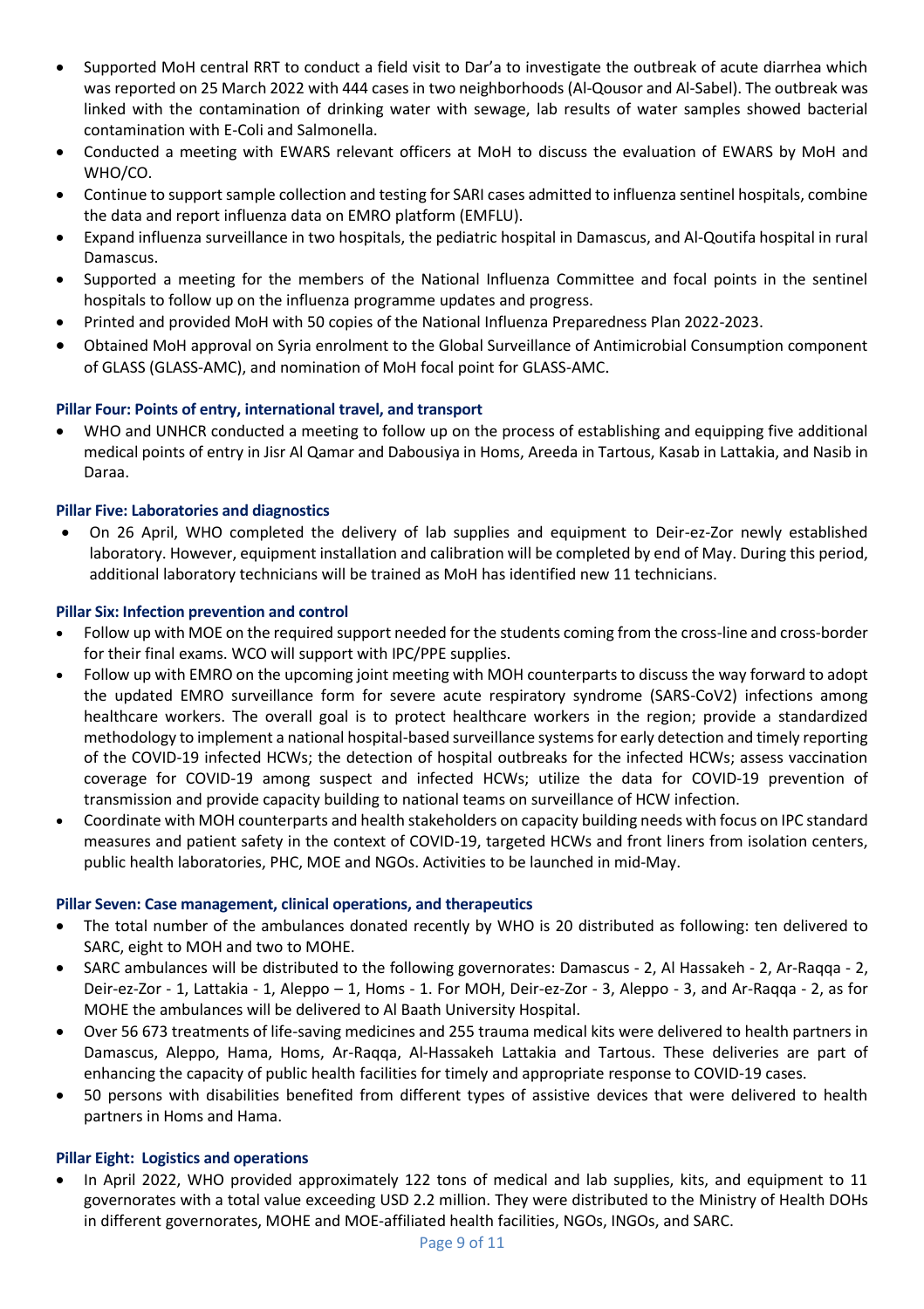- Supported MoH central RRT to conduct a field visit to Dar'a to investigate the outbreak of acute diarrhea which was reported on 25 March 2022 with 444 cases in two neighborhoods (Al-Qousor and Al-Sabel). The outbreak was linked with the contamination of drinking water with sewage, lab results of water samples showed bacterial contamination with E-Coli and Salmonella.
- Conducted a meeting with EWARS relevant officers at MoH to discuss the evaluation of EWARS by MoH and WHO/CO.
- Continue to support sample collection and testing for SARI cases admitted to influenza sentinel hospitals, combine the data and report influenza data on EMRO platform (EMFLU).
- Expand influenza surveillance in two hospitals, the pediatric hospital in Damascus, and Al-Qoutifa hospital in rural Damascus.
- Supported a meeting for the members of the National Influenza Committee and focal points in the sentinel hospitals to follow up on the influenza programme updates and progress.
- Printed and provided MoH with 50 copies of the National Influenza Preparedness Plan 2022-2023.
- Obtained MoH approval on Syria enrolment to the Global Surveillance of Antimicrobial Consumption component of GLASS (GLASS-AMC), and nomination of MoH focal point for GLASS-AMC.

**Pillar Four: Points of entry, international travel, and transport**

- WHO and UNHCR conducted a meeting to follow up on the process of establishing and equipping five additional medical points of entry in Jisr Al Qamar and Dabousiya in Homs, Areeda in Tartous, Kasab in Lattakia, and Nasib in Daraa.

**Pillar Five: Laboratories and diagnostics**

- On 26 April, WHO completed the delivery of lab supplies and equipment to Deir-ez-Zor newly established laboratory. However, equipment installation and calibration will be completed by end of May. During this period, additional laboratory technicians will be trained as MoH has identified new 11 technicians.

**Pillar Six: Infection prevention and control**

- Follow up with MOE on the required support needed for the students coming from the cross-line and cross-border for their final exams. WCO will support with IPC/PPE supplies.
- Follow up with EMRO on the upcoming joint meeting with MOH counterparts to discuss the way forward to adopt the updated EMRO surveillance form for severe acute respiratory syndrome (SARS-CoV2) infections among healthcare workers. The overall goal is to protect healthcare workers in the region; provide a standardized methodology to implement a national hospital-based surveillance systems for early detection and timely reporting of the COVID-19 infected HCWs; the detection of hospital outbreaks for the infected HCWs; assess vaccination coverage for COVID-19 among suspect and infected HCWs; utilize the data for COVID-19 prevention of transmission and provide capacity building to national teams on surveillance of HCW infection.
- Coordinate with MOH counterparts and health stakeholders on capacity building needs with focus on IPC standard measures and patient safety in the context of COVID-19, targeted HCWs and front liners from isolation centers, public health laboratories, PHC, MOE and NGOs. Activities to be launched in mid-May.

**Pillar Seven: Case management, clinical operations, and therapeutics**

- The total number of the ambulances donated recently by WHO is 20 distributed as following: ten delivered to SARC, eight to MOH and two to MOHE.
- SARC ambulances will be distributed to the following governorates: Damascus - 2, Al Hassakeh - 2, Ar-Raqqa - 2, Deir-ez-Zor - 1, Lattakia - 1, Aleppo – 1, Homs - 1. For MOH, Deir-ez-Zor - 3, Aleppo - 3, and Ar-Raqqa - 2, as for MOHE the ambulances will be delivered to Al Baath University Hospital.
- Over 56 673 treatments of life-saving medicines and 255 trauma medical kits were delivered to health partners in Damascus, Aleppo, Hama, Homs, Ar-Raqqa, Al-Hassakeh Lattakia and Tartous. These deliveries are part of enhancing the capacity of public health facilities for timely and appropriate response to COVID-19 cases.
- 50 persons with disabilities benefited from different types of assistive devices that were delivered to health partners in Homs and Hama.

**Pillar Eight: Logistics and operations**

- In April 2022, WHO provided approximately 122 tons of medical and lab supplies, kits, and equipment to 11 governorates with a total value exceeding USD 2.2 million. They were distributed to the Ministry of Health DOHs in different governorates, MOHE and MOE-affiliated health facilities, NGOs, INGOs, and SARC.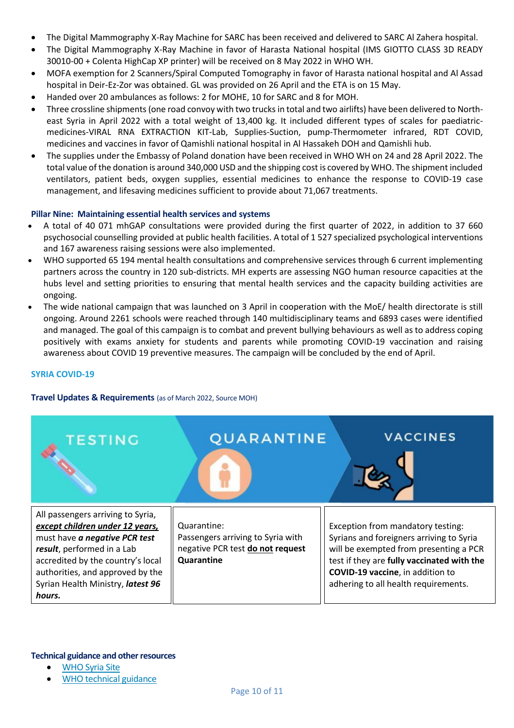- The Digital Mammography X-Ray Machine for SARC has been received and delivered to SARC Al Zahera hospital.
- The Digital Mammography X-Ray Machine in favor of Harasta National hospital (IMS GIOTTO CLASS 3D READY 30010-00 + Colenta HighCap XP printer) will be received on 8 May 2022 in WHO WH.
- MOFA exemption for 2 Scanners/Spiral Computed Tomography in favor of Harasta national hospital and Al Assad hospital in Deir-Ez-Zor was obtained. GL was provided on 26 April and the ETA is on 15 May.
- Handed over 20 ambulances as follows: 2 for MOHE, 10 for SARC and 8 for MOH.
- Three crossline shipments (one road convoy with two trucks in total and two airlifts) have been delivered to North-east Syria in April 2022 with a total weight of 13,400 kg. It included different types of scales for paediatric-medicines-VIRAL RNA EXTRACTION KIT-Lab, Supplies-Suction, pump-Thermometer infrared, RDT COVID, medicines and vaccines in favor of Qamishli national hospital in Al Hassakeh DOH and Qamishli hub.
- The supplies under the Embassy of Poland donation have been received in WHO WH on 24 and 28 April 2022. The total value of the donation is around 340,000 USD and the shipping cost is covered by WHO. The shipment included ventilators, patient beds, oxygen supplies, essential medicines to enhance the response to COVID-19 case management, and lifesaving medicines sufficient to provide about 71,067 treatments.

### Pillar Nine: Maintaining essential health services and systems

- A total of 40 071 mhGAP consultations were provided during the first quarter of 2022, in addition to 37 660 psychosocial counselling provided at public health facilities. A total of 1 527 specialized psychological interventions and 167 awareness raising sessions were also implemented.
- WHO supported 65 194 mental health consultations and comprehensive services through 6 current implementing partners across the country in 120 sub-districts. MH experts are assessing NGO human resource capacities at the hubs level and setting priorities to ensuring that mental health services and the capacity building activities are ongoing.
- The wide national campaign that was launched on 3 April in cooperation with the MoE/ health directorate is still ongoing. Around 2261 schools were reached through 140 multidisciplinary teams and 6893 cases were identified and managed. The goal of this campaign is to combat and prevent bullying behaviours as well as to address coping positively with exams anxiety for students and parents while promoting COVID-19 vaccination and raising awareness about COVID 19 preventive measures. The campaign will be concluded by the end of April.

## SYRIA COVID-19

### Travel Updates & Requirements (as of March 2022, Source MOH)

| TESTING | QUARANTINE | VACCINES |
|---|---|---|
| All passengers arriving to Syria, ***except children under 12 years,*** must have ***a negative PCR test result***, performed in a Lab accredited by the country's local authorities, and approved by the Syrian Health Ministry, ***latest 96 hours.*** | Quarantine: Passengers arriving to Syria with negative PCR test **do not request Quarantine** | Exception from mandatory testing: Syrians and foreigners arriving to Syria will be exempted from presenting a PCR test if they are **fully vaccinated with the COVID-19 vaccine**, in addition to adhering to all health requirements. |

### Technical guidance and other resources

- WHO Syria Site
- WHO technical guidance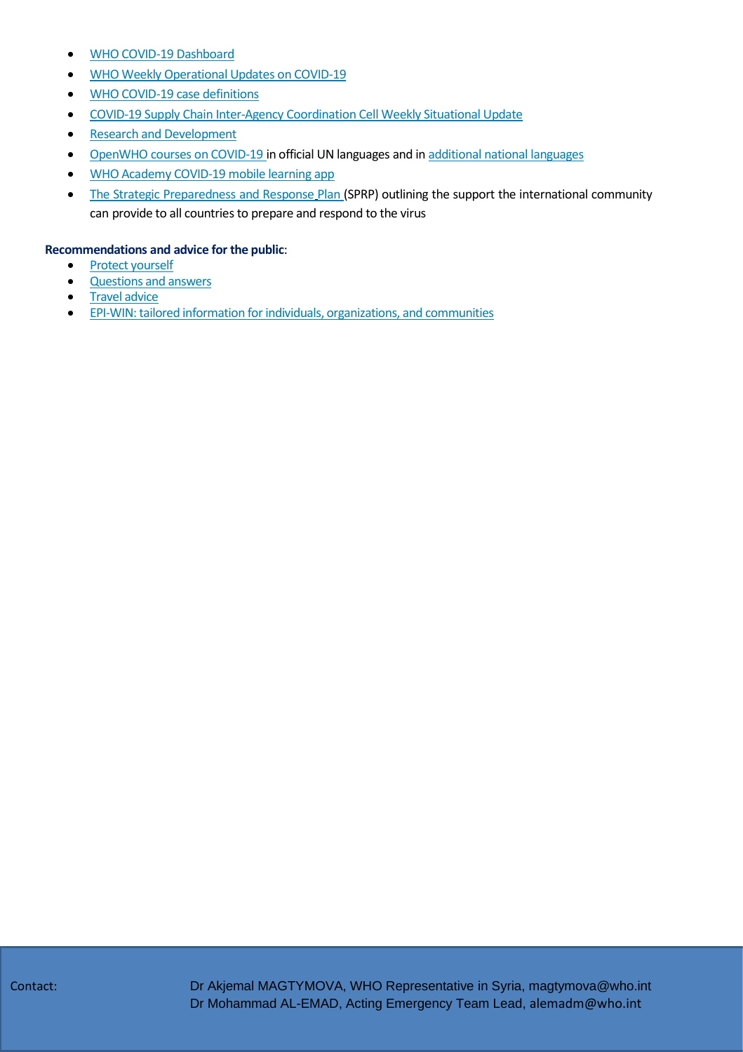- WHO COVID-19 Dashboard
- WHO Weekly Operational Updates on COVID-19
- WHO COVID-19 case definitions
- COVID-19 Supply Chain Inter-Agency Coordination Cell Weekly Situational Update
- Research and Development
- OpenWHO courses on COVID-19 in official UN languages and in additional national languages
- WHO Academy COVID-19 mobile learning app
- The Strategic Preparedness and Response Plan (SPRP) outlining the support the international community can provide to all countries to prepare and respond to the virus

**Recommendations and advice for the public**:

- Protect yourself
- Questions and answers
- Travel advice
- EPI-WIN: tailored information for individuals, organizations, and communities

Contact: Dr Akjemal MAGTYMOVA, WHO Representative in Syria, magtymova@who.int
Dr Mohammad AL-EMAD, Acting Emergency Team Lead, alemadm@who.int